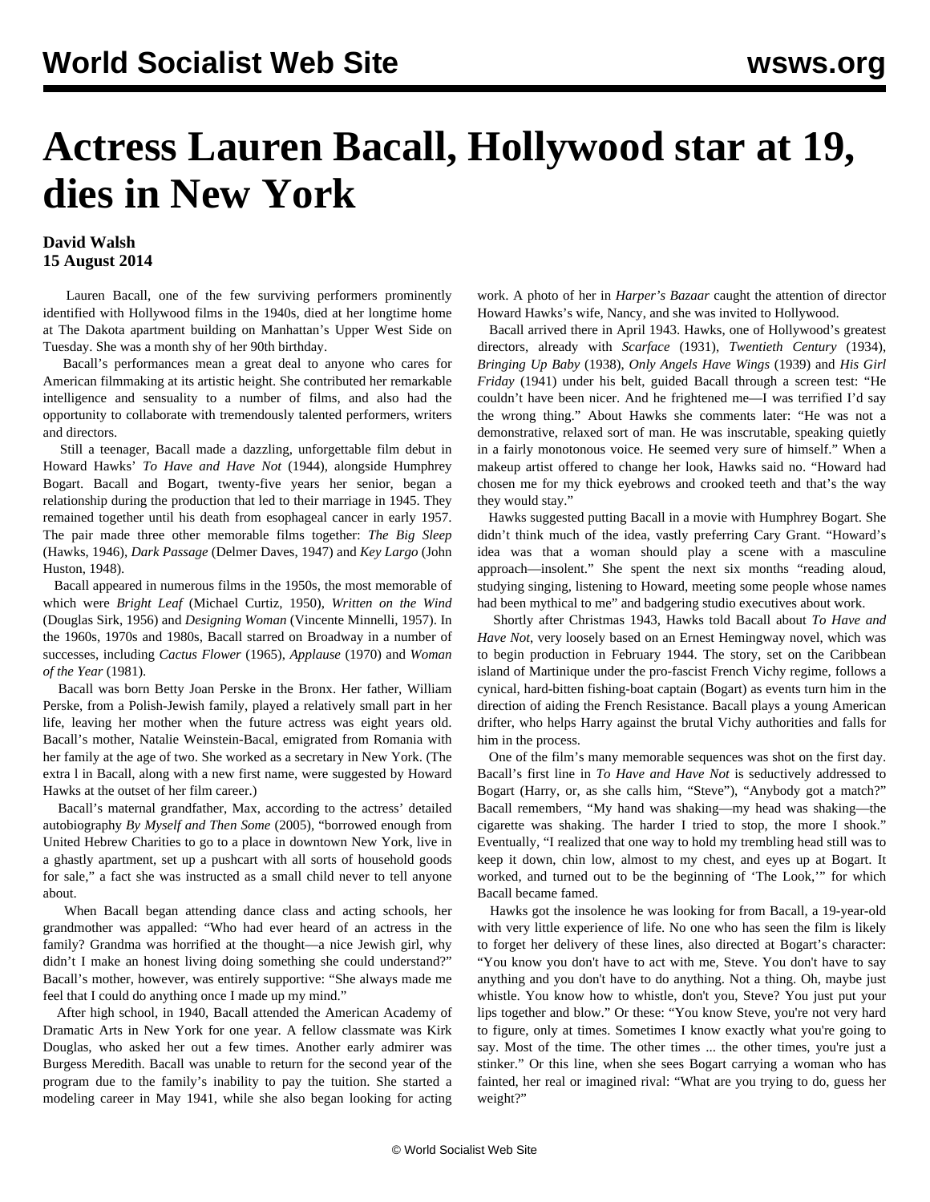# Actress Lauren Bacall, Hollywood star at 19, dies in New York

**David Walsh**
**15 August 2014**

Lauren Bacall, one of the few surviving performers prominently identified with Hollywood films in the 1940s, died at her longtime home at The Dakota apartment building on Manhattan's Upper West Side on Tuesday. She was a month shy of her 90th birthday.

Bacall's performances mean a great deal to anyone who cares for American filmmaking at its artistic height. She contributed her remarkable intelligence and sensuality to a number of films, and also had the opportunity to collaborate with tremendously talented performers, writers and directors.

Still a teenager, Bacall made a dazzling, unforgettable film debut in Howard Hawks' *To Have and Have Not* (1944), alongside Humphrey Bogart. Bacall and Bogart, twenty-five years her senior, began a relationship during the production that led to their marriage in 1945. They remained together until his death from esophageal cancer in early 1957. The pair made three other memorable films together: *The Big Sleep* (Hawks, 1946), *Dark Passage* (Delmer Daves, 1947) and *Key Largo* (John Huston, 1948).

Bacall appeared in numerous films in the 1950s, the most memorable of which were *Bright Leaf* (Michael Curtiz, 1950), *Written on the Wind* (Douglas Sirk, 1956) and *Designing Woman* (Vincente Minnelli, 1957). In the 1960s, 1970s and 1980s, Bacall starred on Broadway in a number of successes, including *Cactus Flower* (1965), *Applause* (1970) and *Woman of the Year* (1981).

Bacall was born Betty Joan Perske in the Bronx. Her father, William Perske, from a Polish-Jewish family, played a relatively small part in her life, leaving her mother when the future actress was eight years old. Bacall's mother, Natalie Weinstein-Bacal, emigrated from Romania with her family at the age of two. She worked as a secretary in New York. (The extra l in Bacall, along with a new first name, were suggested by Howard Hawks at the outset of her film career.)

Bacall's maternal grandfather, Max, according to the actress' detailed autobiography *By Myself and Then Some* (2005), "borrowed enough from United Hebrew Charities to go to a place in downtown New York, live in a ghastly apartment, set up a pushcart with all sorts of household goods for sale," a fact she was instructed as a small child never to tell anyone about.

When Bacall began attending dance class and acting schools, her grandmother was appalled: "Who had ever heard of an actress in the family? Grandma was horrified at the thought—a nice Jewish girl, why didn't I make an honest living doing something she could understand?" Bacall's mother, however, was entirely supportive: "She always made me feel that I could do anything once I made up my mind."

After high school, in 1940, Bacall attended the American Academy of Dramatic Arts in New York for one year. A fellow classmate was Kirk Douglas, who asked her out a few times. Another early admirer was Burgess Meredith. Bacall was unable to return for the second year of the program due to the family's inability to pay the tuition. She started a modeling career in May 1941, while she also began looking for acting work. A photo of her in *Harper's Bazaar* caught the attention of director Howard Hawks's wife, Nancy, and she was invited to Hollywood.

Bacall arrived there in April 1943. Hawks, one of Hollywood's greatest directors, already with *Scarface* (1931), *Twentieth Century* (1934), *Bringing Up Baby* (1938), *Only Angels Have Wings* (1939) and *His Girl Friday* (1941) under his belt, guided Bacall through a screen test: "He couldn't have been nicer. And he frightened me—I was terrified I'd say the wrong thing." About Hawks she comments later: "He was not a demonstrative, relaxed sort of man. He was inscrutable, speaking quietly in a fairly monotonous voice. He seemed very sure of himself." When a makeup artist offered to change her look, Hawks said no. "Howard had chosen me for my thick eyebrows and crooked teeth and that's the way they would stay."

Hawks suggested putting Bacall in a movie with Humphrey Bogart. She didn't think much of the idea, vastly preferring Cary Grant. "Howard's idea was that a woman should play a scene with a masculine approach—insolent." She spent the next six months "reading aloud, studying singing, listening to Howard, meeting some people whose names had been mythical to me" and badgering studio executives about work.

Shortly after Christmas 1943, Hawks told Bacall about *To Have and Have Not*, very loosely based on an Ernest Hemingway novel, which was to begin production in February 1944. The story, set on the Caribbean island of Martinique under the pro-fascist French Vichy regime, follows a cynical, hard-bitten fishing-boat captain (Bogart) as events turn him in the direction of aiding the French Resistance. Bacall plays a young American drifter, who helps Harry against the brutal Vichy authorities and falls for him in the process.

One of the film's many memorable sequences was shot on the first day. Bacall's first line in *To Have and Have Not* is seductively addressed to Bogart (Harry, or, as she calls him, "Steve"), "Anybody got a match?" Bacall remembers, "My hand was shaking—my head was shaking—the cigarette was shaking. The harder I tried to stop, the more I shook." Eventually, "I realized that one way to hold my trembling head still was to keep it down, chin low, almost to my chest, and eyes up at Bogart. It worked, and turned out to be the beginning of 'The Look,'" for which Bacall became famed.

Hawks got the insolence he was looking for from Bacall, a 19-year-old with very little experience of life. No one who has seen the film is likely to forget her delivery of these lines, also directed at Bogart's character: "You know you don't have to act with me, Steve. You don't have to say anything and you don't have to do anything. Not a thing. Oh, maybe just whistle. You know how to whistle, don't you, Steve? You just put your lips together and blow." Or these: "You know Steve, you're not very hard to figure, only at times. Sometimes I know exactly what you're going to say. Most of the time. The other times ... the other times, you're just a stinker." Or this line, when she sees Bogart carrying a woman who has fainted, her real or imagined rival: "What are you trying to do, guess her weight?"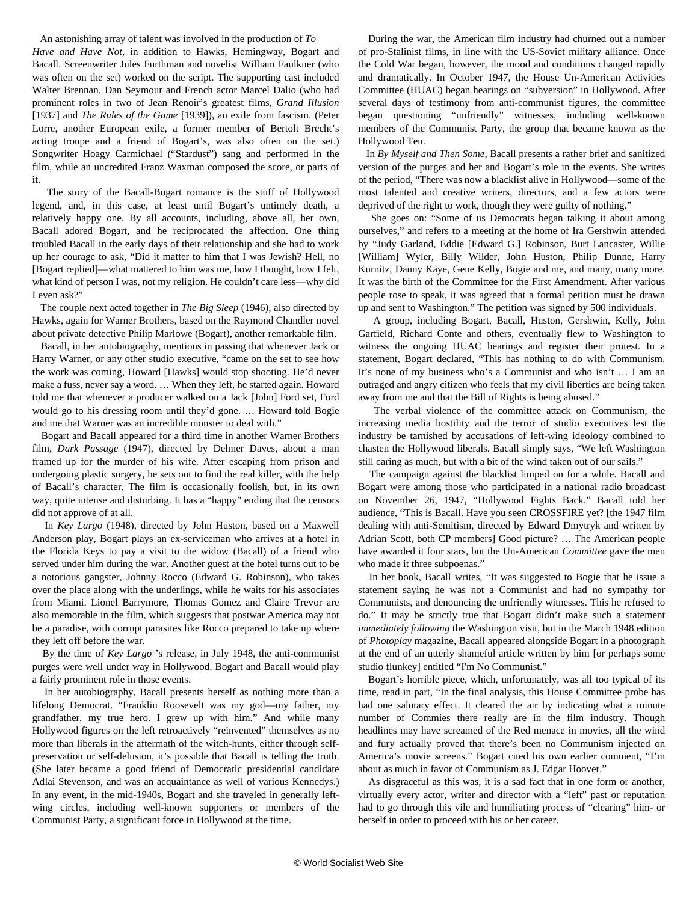An astonishing array of talent was involved in the production of *To Have and Have Not*, in addition to Hawks, Hemingway, Bogart and Bacall. Screenwriter Jules Furthman and novelist William Faulkner (who was often on the set) worked on the script. The supporting cast included Walter Brennan, Dan Seymour and French actor Marcel Dalio (who had prominent roles in two of Jean Renoir's greatest films, *Grand Illusion* [1937] and *The Rules of the Game* [1939]), an exile from fascism. (Peter Lorre, another European exile, a former member of Bertolt Brecht's acting troupe and a friend of Bogart's, was also often on the set.) Songwriter Hoagy Carmichael ("Stardust") sang and performed in the film, while an uncredited Franz Waxman composed the score, or parts of it.

The story of the Bacall-Bogart romance is the stuff of Hollywood legend, and, in this case, at least until Bogart's untimely death, a relatively happy one. By all accounts, including, above all, her own, Bacall adored Bogart, and he reciprocated the affection. One thing troubled Bacall in the early days of their relationship and she had to work up her courage to ask, "Did it matter to him that I was Jewish? Hell, no [Bogart replied]—what mattered to him was me, how I thought, how I felt, what kind of person I was, not my religion. He couldn't care less—why did I even ask?"

The couple next acted together in *The Big Sleep* (1946), also directed by Hawks, again for Warner Brothers, based on the Raymond Chandler novel about private detective Philip Marlowe (Bogart), another remarkable film.

Bacall, in her autobiography, mentions in passing that whenever Jack or Harry Warner, or any other studio executive, "came on the set to see how the work was coming, Howard [Hawks] would stop shooting. He'd never make a fuss, never say a word. … When they left, he started again. Howard told me that whenever a producer walked on a Jack [John] Ford set, Ford would go to his dressing room until they'd gone. … Howard told Bogie and me that Warner was an incredible monster to deal with."

Bogart and Bacall appeared for a third time in another Warner Brothers film, *Dark Passage* (1947), directed by Delmer Daves, about a man framed up for the murder of his wife. After escaping from prison and undergoing plastic surgery, he sets out to find the real killer, with the help of Bacall's character. The film is occasionally foolish, but, in its own way, quite intense and disturbing. It has a "happy" ending that the censors did not approve of at all.

In *Key Largo* (1948), directed by John Huston, based on a Maxwell Anderson play, Bogart plays an ex-serviceman who arrives at a hotel in the Florida Keys to pay a visit to the widow (Bacall) of a friend who served under him during the war. Another guest at the hotel turns out to be a notorious gangster, Johnny Rocco (Edward G. Robinson), who takes over the place along with the underlings, while he waits for his associates from Miami. Lionel Barrymore, Thomas Gomez and Claire Trevor are also memorable in the film, which suggests that postwar America may not be a paradise, with corrupt parasites like Rocco prepared to take up where they left off before the war.

By the time of *Key Largo* 's release, in July 1948, the anti-communist purges were well under way in Hollywood. Bogart and Bacall would play a fairly prominent role in those events.

In her autobiography, Bacall presents herself as nothing more than a lifelong Democrat. "Franklin Roosevelt was my god—my father, my grandfather, my true hero. I grew up with him." And while many Hollywood figures on the left retroactively "reinvented" themselves as no more than liberals in the aftermath of the witch-hunts, either through self-preservation or self-delusion, it's possible that Bacall is telling the truth. (She later became a good friend of Democratic presidential candidate Adlai Stevenson, and was an acquaintance as well of various Kennedys.) In any event, in the mid-1940s, Bogart and she traveled in generally left-wing circles, including well-known supporters or members of the Communist Party, a significant force in Hollywood at the time.

During the war, the American film industry had churned out a number of pro-Stalinist films, in line with the US-Soviet military alliance. Once the Cold War began, however, the mood and conditions changed rapidly and dramatically. In October 1947, the House Un-American Activities Committee (HUAC) began hearings on "subversion" in Hollywood. After several days of testimony from anti-communist figures, the committee began questioning "unfriendly" witnesses, including well-known members of the Communist Party, the group that became known as the Hollywood Ten.

In *By Myself and Then Some*, Bacall presents a rather brief and sanitized version of the purges and her and Bogart's role in the events. She writes of the period, "There was now a blacklist alive in Hollywood—some of the most talented and creative writers, directors, and a few actors were deprived of the right to work, though they were guilty of nothing."

She goes on: "Some of us Democrats began talking it about among ourselves," and refers to a meeting at the home of Ira Gershwin attended by "Judy Garland, Eddie [Edward G.] Robinson, Burt Lancaster, Willie [William] Wyler, Billy Wilder, John Huston, Philip Dunne, Harry Kurnitz, Danny Kaye, Gene Kelly, Bogie and me, and many, many more. It was the birth of the Committee for the First Amendment. After various people rose to speak, it was agreed that a formal petition must be drawn up and sent to Washington." The petition was signed by 500 individuals.

A group, including Bogart, Bacall, Huston, Gershwin, Kelly, John Garfield, Richard Conte and others, eventually flew to Washington to witness the ongoing HUAC hearings and register their protest. In a statement, Bogart declared, "This has nothing to do with Communism. It's none of my business who's a Communist and who isn't … I am an outraged and angry citizen who feels that my civil liberties are being taken away from me and that the Bill of Rights is being abused."

The verbal violence of the committee attack on Communism, the increasing media hostility and the terror of studio executives lest the industry be tarnished by accusations of left-wing ideology combined to chasten the Hollywood liberals. Bacall simply says, "We left Washington still caring as much, but with a bit of the wind taken out of our sails."

The campaign against the blacklist limped on for a while. Bacall and Bogart were among those who participated in a national radio broadcast on November 26, 1947, "Hollywood Fights Back." Bacall told her audience, "This is Bacall. Have you seen CROSSFIRE yet? [the 1947 film dealing with anti-Semitism, directed by Edward Dmytryk and written by Adrian Scott, both CP members] Good picture? … The American people have awarded it four stars, but the Un-American *Committee* gave the men who made it three subpoenas."

In her book, Bacall writes, "It was suggested to Bogie that he issue a statement saying he was not a Communist and had no sympathy for Communists, and denouncing the unfriendly witnesses. This he refused to do." It may be strictly true that Bogart didn't make such a statement *immediately following* the Washington visit, but in the March 1948 edition of *Photoplay* magazine, Bacall appeared alongside Bogart in a photograph at the end of an utterly shameful article written by him [or perhaps some studio flunkey] entitled "I'm No Communist."

Bogart's horrible piece, which, unfortunately, was all too typical of its time, read in part, "In the final analysis, this House Committee probe has had one salutary effect. It cleared the air by indicating what a minute number of Commies there really are in the film industry. Though headlines may have screamed of the Red menace in movies, all the wind and fury actually proved that there's been no Communism injected on America's movie screens." Bogart cited his own earlier comment, "I'm about as much in favor of Communism as J. Edgar Hoover."

As disgraceful as this was, it is a sad fact that in one form or another, virtually every actor, writer and director with a "left" past or reputation had to go through this vile and humiliating process of "clearing" him- or herself in order to proceed with his or her career.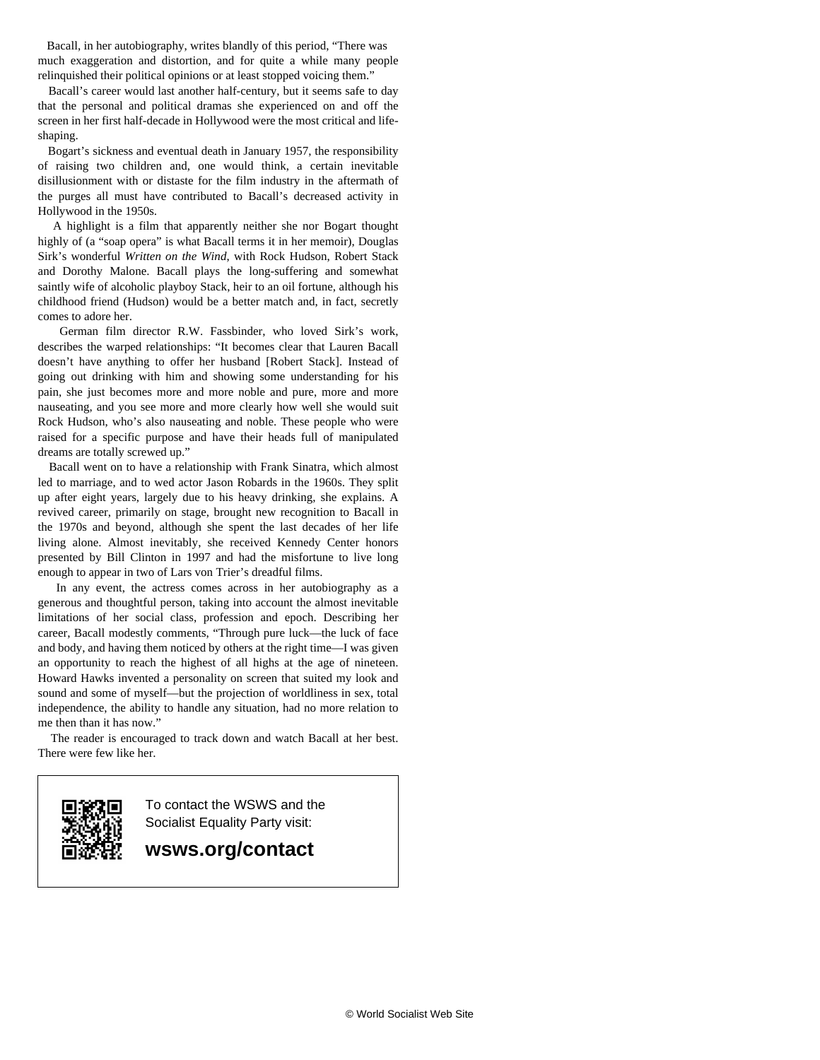Bacall, in her autobiography, writes blandly of this period, "There was much exaggeration and distortion, and for quite a while many people relinquished their political opinions or at least stopped voicing them."

Bacall's career would last another half-century, but it seems safe to day that the personal and political dramas she experienced on and off the screen in her first half-decade in Hollywood were the most critical and life-shaping.

Bogart's sickness and eventual death in January 1957, the responsibility of raising two children and, one would think, a certain inevitable disillusionment with or distaste for the film industry in the aftermath of the purges all must have contributed to Bacall's decreased activity in Hollywood in the 1950s.

A highlight is a film that apparently neither she nor Bogart thought highly of (a "soap opera" is what Bacall terms it in her memoir), Douglas Sirk's wonderful *Written on the Wind,* with Rock Hudson, Robert Stack and Dorothy Malone. Bacall plays the long-suffering and somewhat saintly wife of alcoholic playboy Stack, heir to an oil fortune, although his childhood friend (Hudson) would be a better match and, in fact, secretly comes to adore her.

German film director R.W. Fassbinder, who loved Sirk's work, describes the warped relationships: "It becomes clear that Lauren Bacall doesn't have anything to offer her husband [Robert Stack]. Instead of going out drinking with him and showing some understanding for his pain, she just becomes more and more noble and pure, more and more nauseating, and you see more and more clearly how well she would suit Rock Hudson, who's also nauseating and noble. These people who were raised for a specific purpose and have their heads full of manipulated dreams are totally screwed up."

Bacall went on to have a relationship with Frank Sinatra, which almost led to marriage, and to wed actor Jason Robards in the 1960s. They split up after eight years, largely due to his heavy drinking, she explains. A revived career, primarily on stage, brought new recognition to Bacall in the 1970s and beyond, although she spent the last decades of her life living alone. Almost inevitably, she received Kennedy Center honors presented by Bill Clinton in 1997 and had the misfortune to live long enough to appear in two of Lars von Trier's dreadful films.

In any event, the actress comes across in her autobiography as a generous and thoughtful person, taking into account the almost inevitable limitations of her social class, profession and epoch. Describing her career, Bacall modestly comments, "Through pure luck—the luck of face and body, and having them noticed by others at the right time—I was given an opportunity to reach the highest of all highs at the age of nineteen. Howard Hawks invented a personality on screen that suited my look and sound and some of myself—but the projection of worldliness in sex, total independence, the ability to handle any situation, had no more relation to me then than it has now."

The reader is encouraged to track down and watch Bacall at her best. There were few like her.

To contact the WSWS and the Socialist Equality Party visit:

**wsws.org/contact**